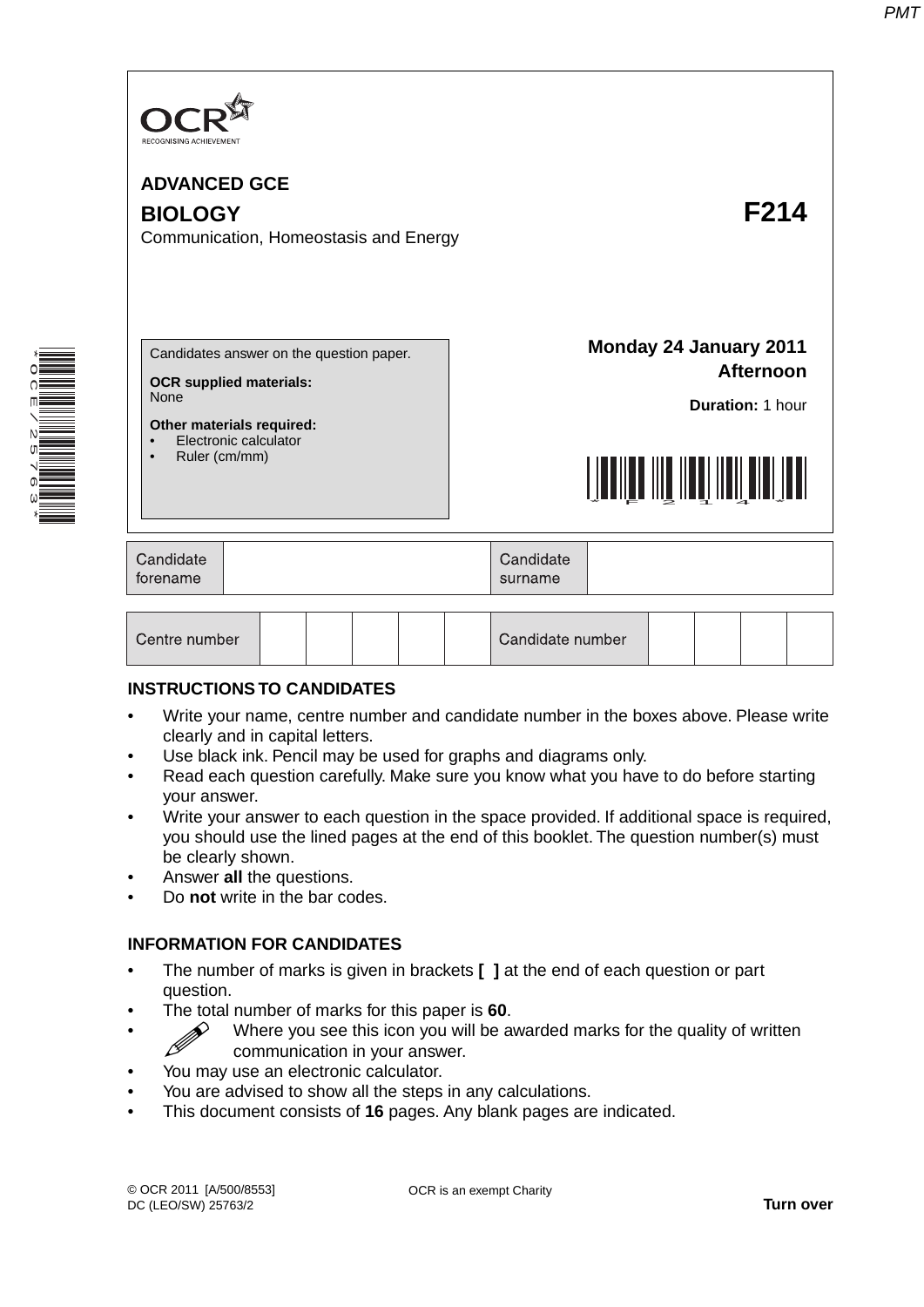OCR
RECOGNISING ACHIEVEMENT

**ADVANCED GCE**

**BIOLOGY** **F214**

Communication, Homeostasis and Energy

Candidates answer on the question paper.

**OCR supplied materials:**
None

**Other materials required:**
- Electronic calculator
- Ruler (cm/mm)

**Monday 24 January 2011**
**Afternoon**

**Duration:** 1 hour

| Candidate forename | | Candidate surname | |
|---|---|---|---|

| Centre number | | | | | | Candidate number | | | | |
|---|---|---|---|---|---|---|---|---|---|---|

**INSTRUCTIONS TO CANDIDATES**

- Write your name, centre number and candidate number in the boxes above. Please write clearly and in capital letters.
- Use black ink. Pencil may be used for graphs and diagrams only.
- Read each question carefully. Make sure you know what you have to do before starting your answer.
- Write your answer to each question in the space provided. If additional space is required, you should use the lined pages at the end of this booklet. The question number(s) must be clearly shown.
- Answer **all** the questions.
- Do **not** write in the bar codes.

**INFORMATION FOR CANDIDATES**

- The number of marks is given in brackets **[ ]** at the end of each question or part question.
- The total number of marks for this paper is **60**.
- Where you see this icon you will be awarded marks for the quality of written communication in your answer.
- You may use an electronic calculator.
- You are advised to show all the steps in any calculations.
- This document consists of **16** pages. Any blank pages are indicated.

© OCR 2011 [A/500/8553]
DC (LEO/SW) 25763/2

OCR is an exempt Charity

**Turn over**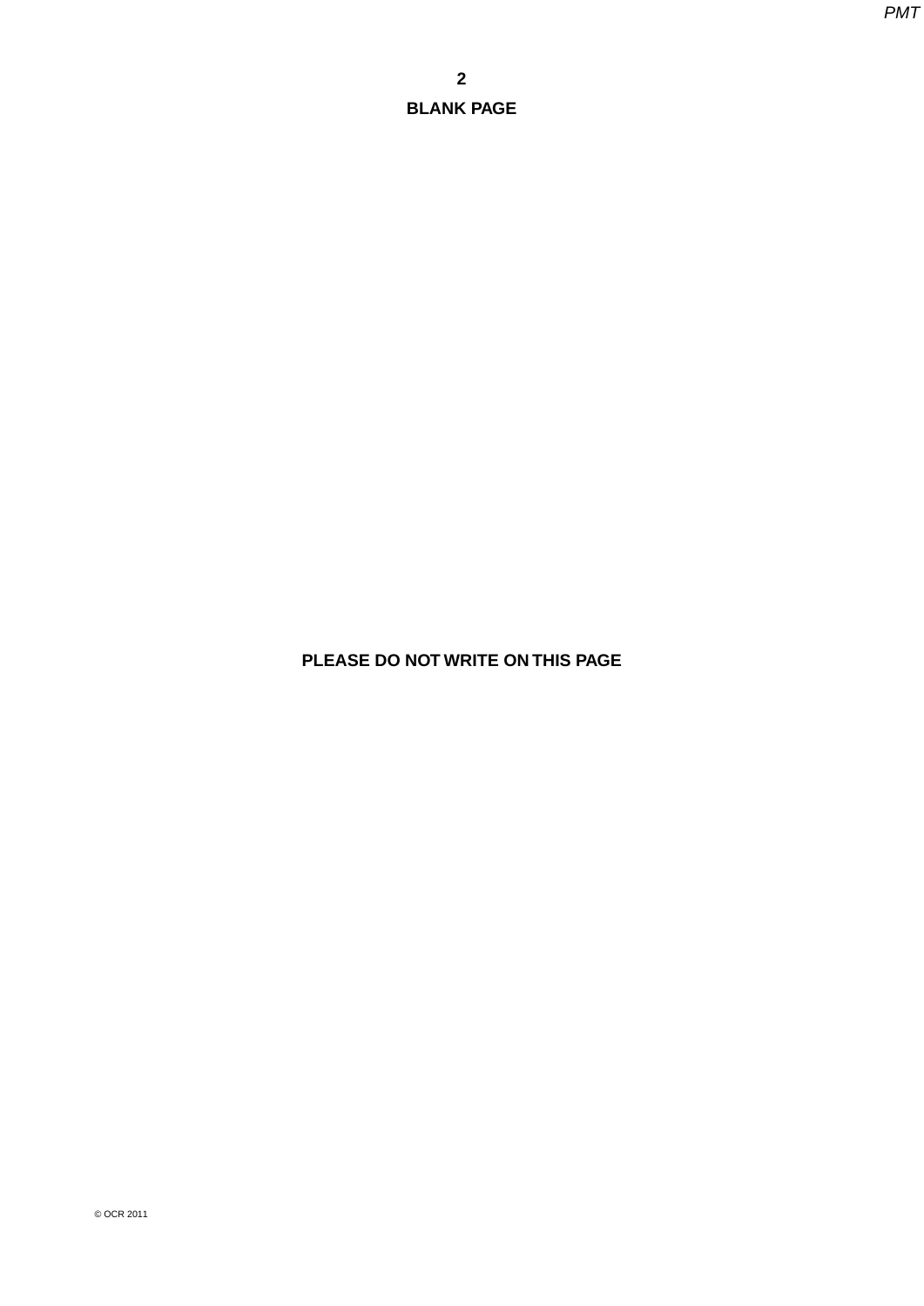**BLANK PAGE**

**PLEASE DO NOT WRITE ON THIS PAGE**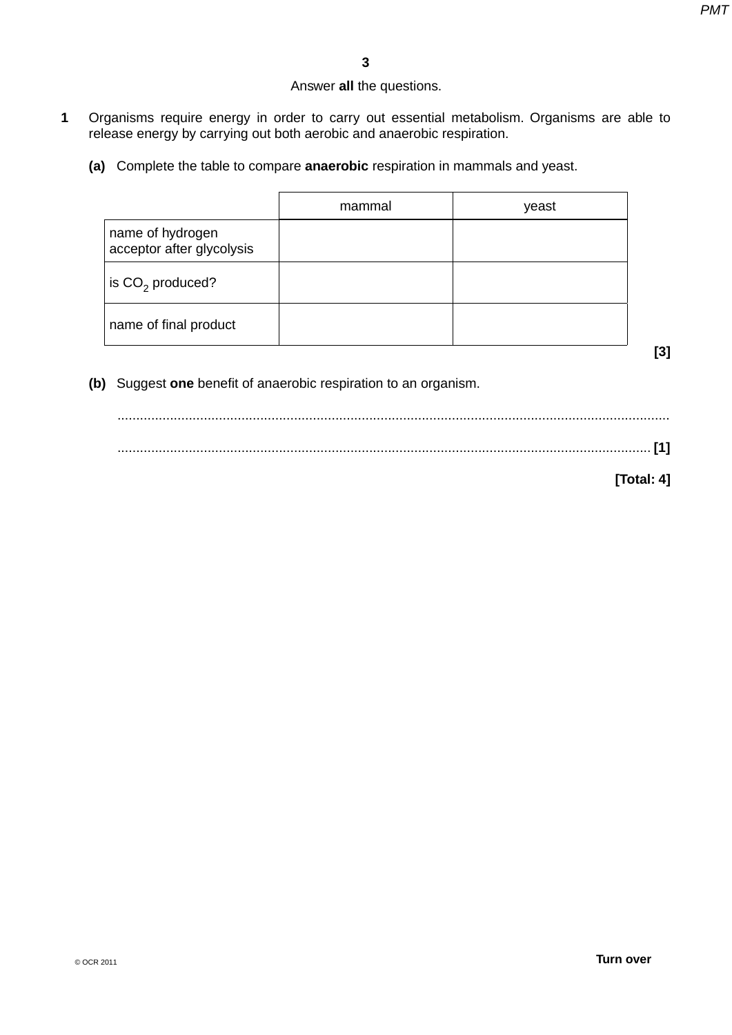Answer **all** the questions.

**1** Organisms require energy in order to carry out essential metabolism. Organisms are able to release energy by carrying out both aerobic and anaerobic respiration.

**(a)** Complete the table to compare **anaerobic** respiration in mammals and yeast.

| | mammal | yeast |
|---|---|---|
| name of hydrogen acceptor after glycolysis | | |
| is $CO_2$ produced? | | |
| name of final product | | |

**[3]**

**(b)** Suggest **one** benefit of anaerobic respiration to an organism.

...................................................................................................................................................

............................................................................................................................................. **[1]**

**[Total: 4]**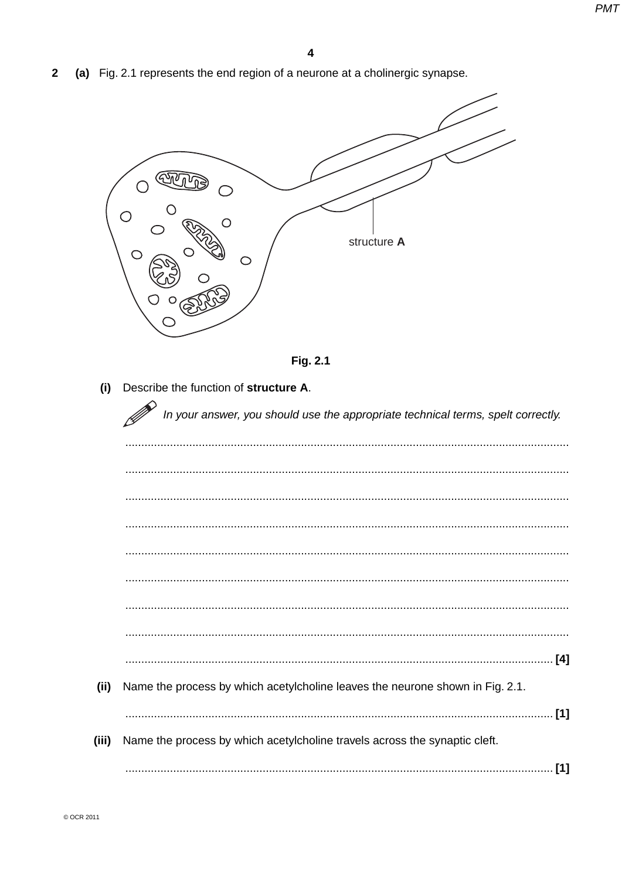**2** **(a)** Fig. 2.1 represents the end region of a neurone at a cholinergic synapse.

structure **A**

**Fig. 2.1**

**(i)** Describe the function of **structure A**.

*In your answer, you should use the appropriate technical terms, spelt correctly.*

...................................................................................................................................................

...................................................................................................................................................

...................................................................................................................................................

...................................................................................................................................................

...................................................................................................................................................

...................................................................................................................................................

...................................................................................................................................................

...................................................................................................................................................

............................................................................................................................................. **[4]**

**(ii)** Name the process by which acetylcholine leaves the neurone shown in Fig. 2.1.

............................................................................................................................................. **[1]**

**(iii)** Name the process by which acetylcholine travels across the synaptic cleft.

............................................................................................................................................. **[1]**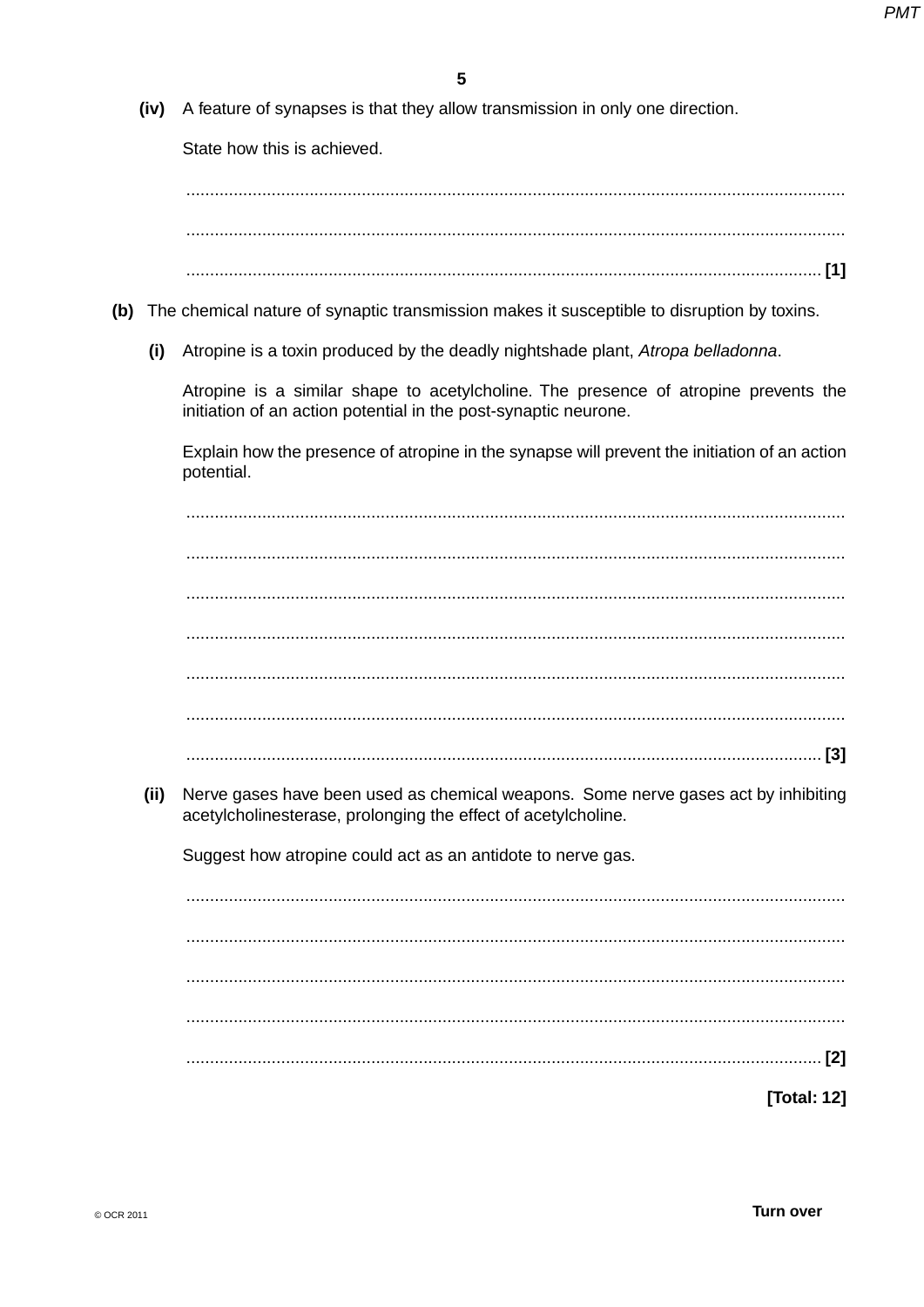**(iv)** A feature of synapses is that they allow transmission in only one direction.

State how this is achieved.

.......................................................................................................................................

.......................................................................................................................................

....................................................................................................................................... [1]

**(b)** The chemical nature of synaptic transmission makes it susceptible to disruption by toxins.

**(i)** Atropine is a toxin produced by the deadly nightshade plant, *Atropa belladonna*.

Atropine is a similar shape to acetylcholine. The presence of atropine prevents the initiation of an action potential in the post-synaptic neurone.

Explain how the presence of atropine in the synapse will prevent the initiation of an action potential.

.......................................................................................................................................

.......................................................................................................................................

.......................................................................................................................................

.......................................................................................................................................

.......................................................................................................................................

.......................................................................................................................................

....................................................................................................................................... [3]

**(ii)** Nerve gases have been used as chemical weapons. Some nerve gases act by inhibiting acetylcholinesterase, prolonging the effect of acetylcholine.

Suggest how atropine could act as an antidote to nerve gas.

.......................................................................................................................................

.......................................................................................................................................

.......................................................................................................................................

.......................................................................................................................................

....................................................................................................................................... [2]

**[Total: 12]**

Turn over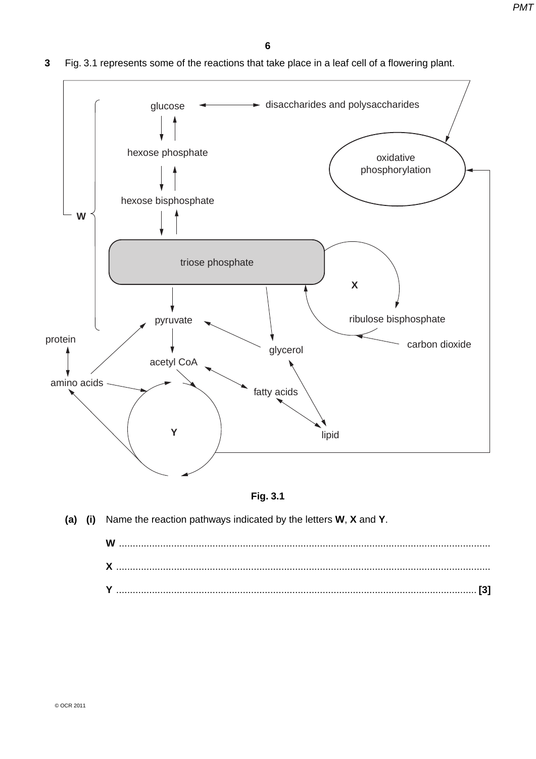**3** Fig. 3.1 represents some of the reactions that take place in a leaf cell of a flowering plant.

glucose ↔ disaccharides and polysaccharides

hexose phosphate

hexose bisphosphate

triose phosphate

pyruvate

acetyl CoA

protein

amino acids

glycerol

fatty acids

lipid

ribulose bisphosphate

carbon dioxide

oxidative phosphorylation

W

X

Y

**Fig. 3.1**

**(a) (i)** Name the reaction pathways indicated by the letters **W**, **X** and **Y**.

**W** ..........................................................................................................................

**X** ..........................................................................................................................

**Y** .......................................................................................................................... **[3]**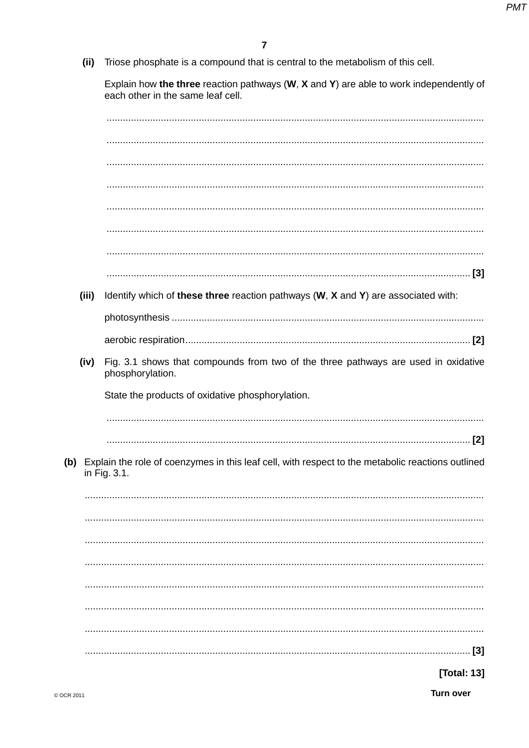(ii) Triose phosphate is a compound that is central to the metabolism of this cell.

Explain how **the three** reaction pathways (**W**, **X** and **Y**) are able to work independently of each other in the same leaf cell.

..........................................................................................................................................

..........................................................................................................................................

..........................................................................................................................................

..........................................................................................................................................

..........................................................................................................................................

..........................................................................................................................................

..........................................................................................................................................

.................................................................................................................................... [3]

(iii) Identify which of **these three** reaction pathways (**W**, **X** and **Y**) are associated with:

photosynthesis ..................................................................................................................

aerobic respiration........................................................................................................ [2]

(iv) Fig. 3.1 shows that compounds from two of the three pathways are used in oxidative phosphorylation.

State the products of oxidative phosphorylation.

..........................................................................................................................................

.................................................................................................................................... [2]

**(b)** Explain the role of coenzymes in this leaf cell, with respect to the metabolic reactions outlined in Fig. 3.1.

..................................................................................................................................................

..................................................................................................................................................

..................................................................................................................................................

..................................................................................................................................................

..................................................................................................................................................

..................................................................................................................................................

..................................................................................................................................................

............................................................................................................................................ [3]

**[Total: 13]**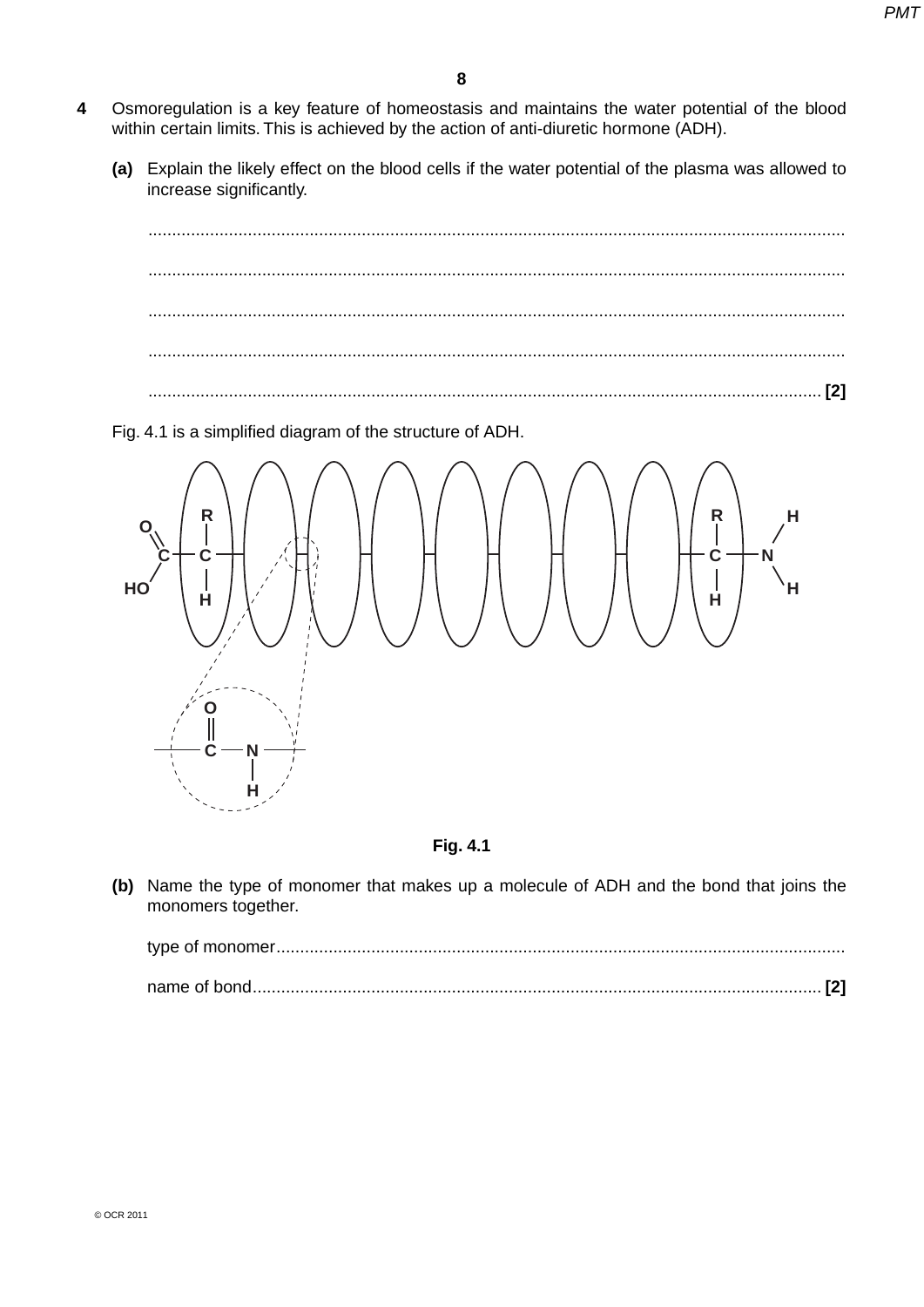**4** Osmoregulation is a key feature of homeostasis and maintains the water potential of the blood within certain limits. This is achieved by the action of anti-diuretic hormone (ADH).

**(a)** Explain the likely effect on the blood cells if the water potential of the plasma was allowed to increase significantly.

.................................................................................................................................................

.................................................................................................................................................

.................................................................................................................................................

.................................................................................................................................................

........................................................................................................................................... **[2]**

Fig. 4.1 is a simplified diagram of the structure of ADH.

**Fig. 4.1**

**(b)** Name the type of monomer that makes up a molecule of ADH and the bond that joins the monomers together.

type of monomer......................................................................................................................

name of bond....................................................................................................................... **[2]**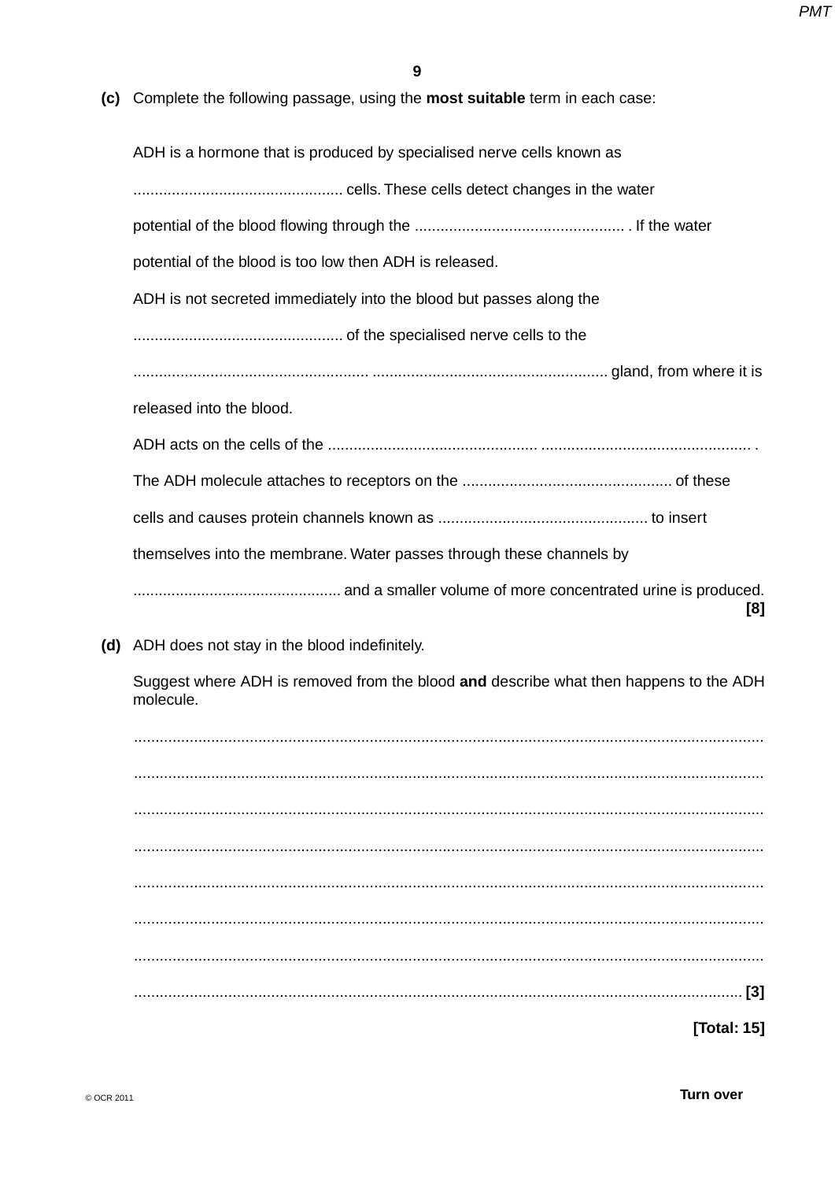**(c)** Complete the following passage, using the **most suitable** term in each case:

ADH is a hormone that is produced by specialised nerve cells known as

................................................ cells. These cells detect changes in the water

potential of the blood flowing through the ................................................ . If the water

potential of the blood is too low then ADH is released.

ADH is not secreted immediately into the blood but passes along the

................................................ of the specialised nerve cells to the

...................................................... ...................................................... gland, from where it is

released into the blood.

ADH acts on the cells of the ................................................ ................................................ .

The ADH molecule attaches to receptors on the ................................................ of these

cells and causes protein channels known as ................................................ to insert

themselves into the membrane. Water passes through these channels by

................................................ and a smaller volume of more concentrated urine is produced.

**[8]**

**(d)** ADH does not stay in the blood indefinitely.

Suggest where ADH is removed from the blood **and** describe what then happens to the ADH molecule.

..........................................................................................................................................

..........................................................................................................................................

..........................................................................................................................................

..........................................................................................................................................

..........................................................................................................................................

..........................................................................................................................................

..........................................................................................................................................

.......................................................................................................................................... **[3]**

**[Total: 15]**

© OCR 2011

**Turn over**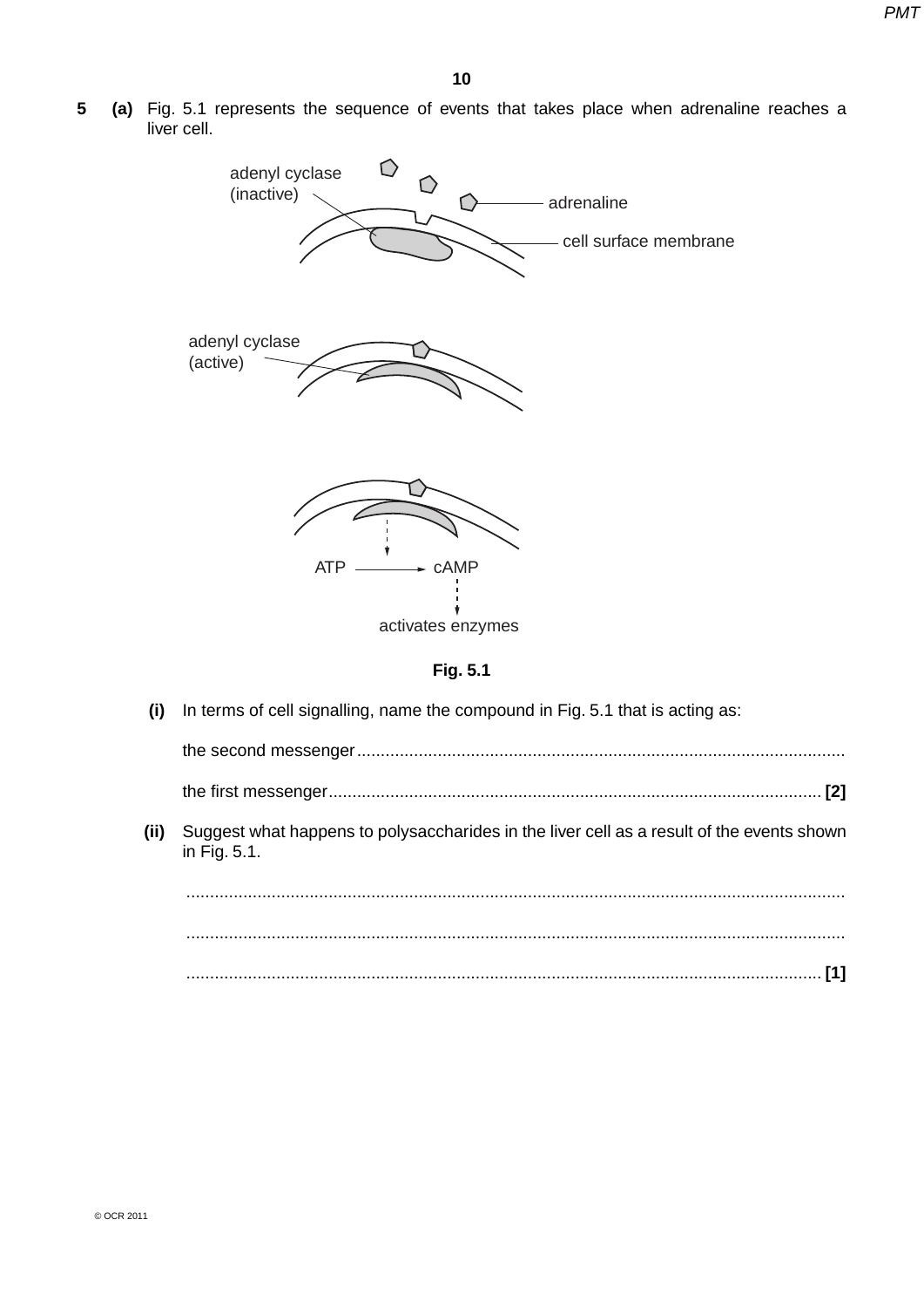**5 (a)** Fig. 5.1 represents the sequence of events that takes place when adrenaline reaches a liver cell.

adenyl cyclase (inactive)

adrenaline

cell surface membrane

adenyl cyclase (active)

ATP → cAMP

activates enzymes

**Fig. 5.1**

**(i)** In terms of cell signalling, name the compound in Fig. 5.1 that is acting as:

the second messenger ..........................................................................................................

the first messenger .......................................................................................................... **[2]**

**(ii)** Suggest what happens to polysaccharides in the liver cell as a result of the events shown in Fig. 5.1.

..........................................................................................................................................

..........................................................................................................................................

.......................................................................................................................................... **[1]**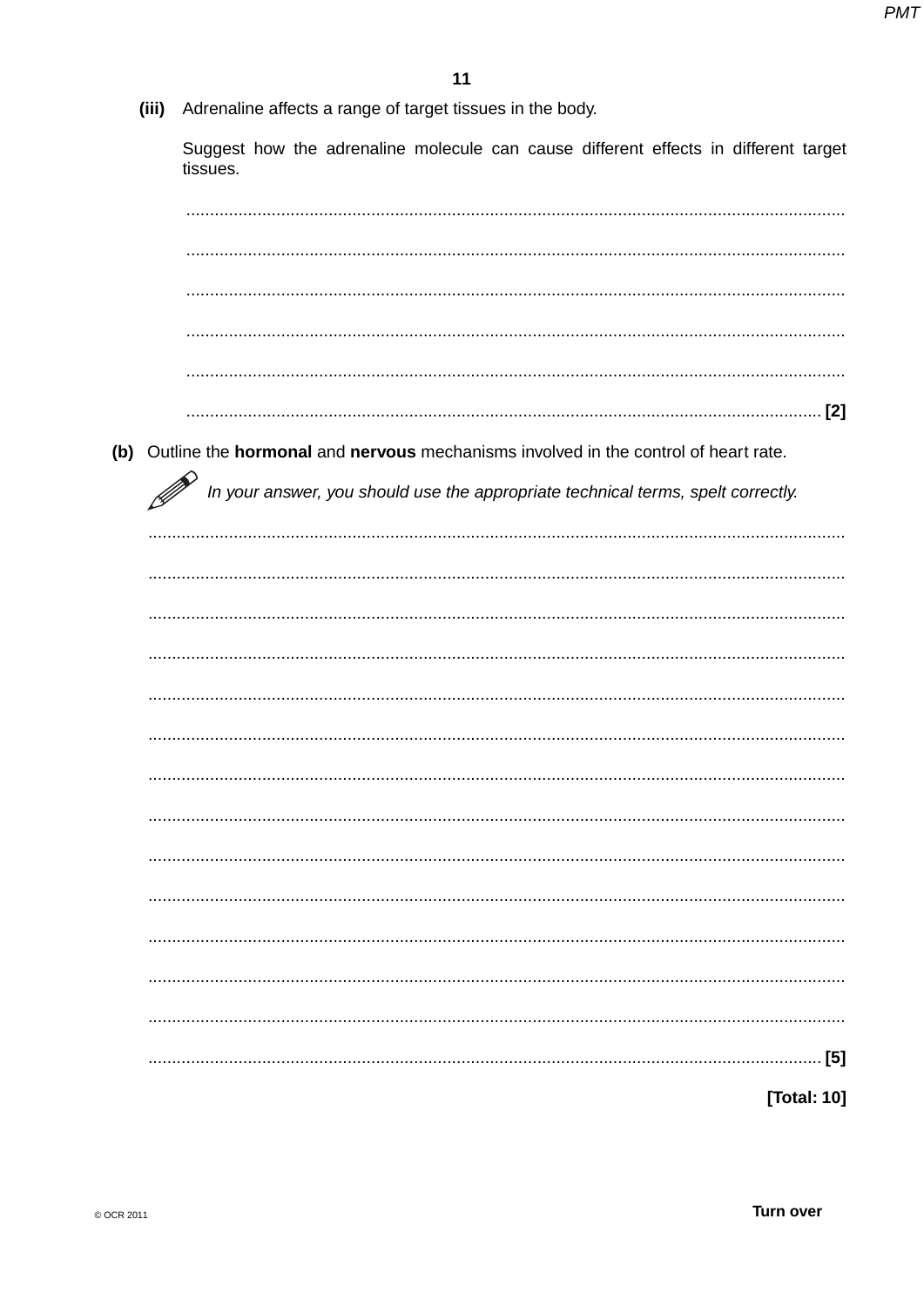**(iii)** Adrenaline affects a range of target tissues in the body.

Suggest how the adrenaline molecule can cause different effects in different target tissues.

..........................................................................................................................................

..........................................................................................................................................

..........................................................................................................................................

..........................................................................................................................................

..........................................................................................................................................

.................................................................................................................................... [2]

**(b)** Outline the **hormonal** and **nervous** mechanisms involved in the control of heart rate.

*In your answer, you should use the appropriate technical terms, spelt correctly.*

..........................................................................................................................................

..........................................................................................................................................

..........................................................................................................................................

..........................................................................................................................................

..........................................................................................................................................

..........................................................................................................................................

..........................................................................................................................................

..........................................................................................................................................

..........................................................................................................................................

..........................................................................................................................................

..........................................................................................................................................

..........................................................................................................................................

..........................................................................................................................................

.................................................................................................................................... [5]

**[Total: 10]**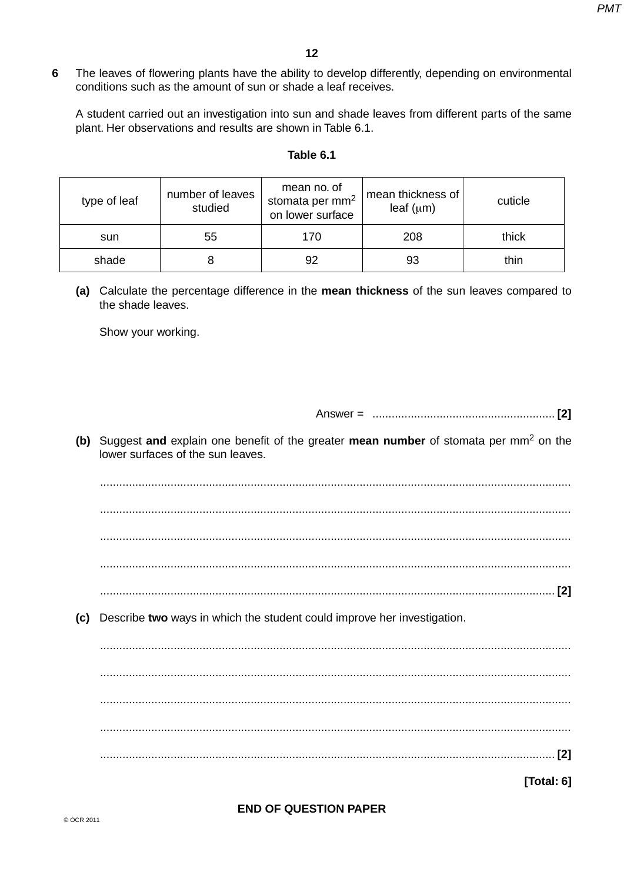**6** The leaves of flowering plants have the ability to develop differently, depending on environmental conditions such as the amount of sun or shade a leaf receives.

A student carried out an investigation into sun and shade leaves from different parts of the same plant. Her observations and results are shown in Table 6.1.

**Table 6.1**

| type of leaf | number of leaves studied | mean no. of stomata per $mm^2$ on lower surface | mean thickness of leaf ($\mu m$) | cuticle |
|---|---|---|---|---|
| sun | 55 | 170 | 208 | thick |
| shade | 8 | 92 | 93 | thin |

**(a)** Calculate the percentage difference in the **mean thickness** of the sun leaves compared to the shade leaves.

Show your working.

Answer = ......................................................... **[2]**

**(b)** Suggest **and** explain one benefit of the greater **mean number** of stomata per $mm^2$ on the lower surfaces of the sun leaves.

..................................................................................................................................................

..................................................................................................................................................

..................................................................................................................................................

..................................................................................................................................................

............................................................................................................................................. **[2]**

**(c)** Describe **two** ways in which the student could improve her investigation.

..................................................................................................................................................

..................................................................................................................................................

..................................................................................................................................................

..................................................................................................................................................

............................................................................................................................................. **[2]**

**[Total: 6]**

**END OF QUESTION PAPER**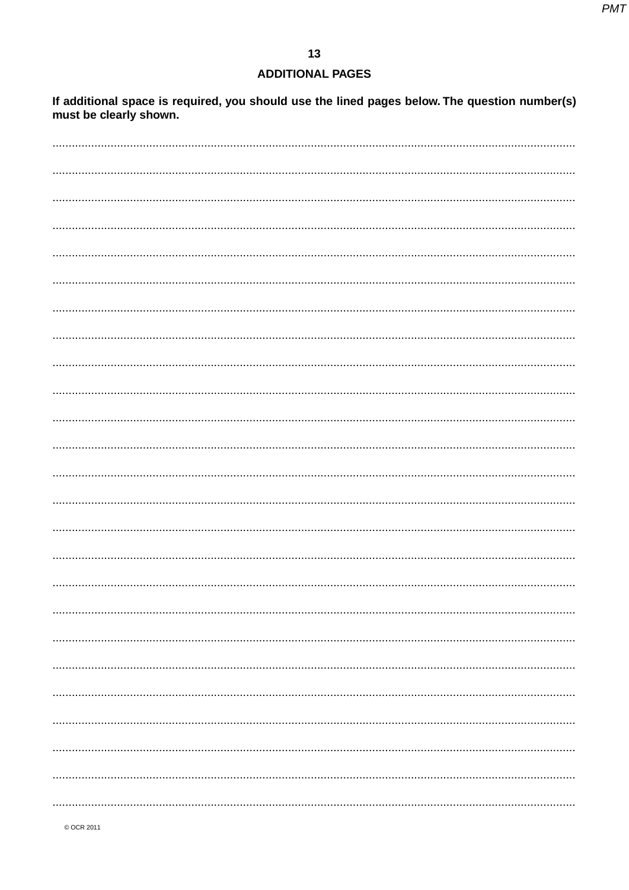## ADDITIONAL PAGES

**If additional space is required, you should use the lined pages below. The question number(s) must be clearly shown.**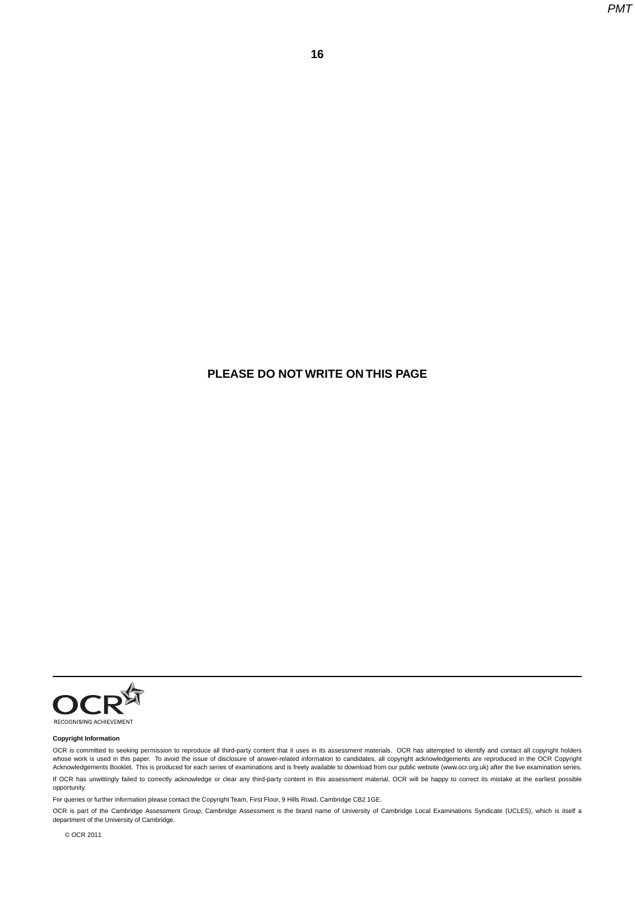**PLEASE DO NOT WRITE ON THIS PAGE**

OCR

RECOGNISING ACHIEVEMENT

**Copyright Information**

OCR is committed to seeking permission to reproduce all third-party content that it uses in its assessment materials. OCR has attempted to identify and contact all copyright holders whose work is used in this paper. To avoid the issue of disclosure of answer-related information to candidates, all copyright acknowledgements are reproduced in the OCR Copyright Acknowledgements Booklet. This is produced for each series of examinations and is freely available to download from our public website (www.ocr.org.uk) after the live examination series.

If OCR has unwittingly failed to correctly acknowledge or clear any third-party content in this assessment material, OCR will be happy to correct its mistake at the earliest possible opportunity.

For queries or further information please contact the Copyright Team, First Floor, 9 Hills Road, Cambridge CB2 1GE.

OCR is part of the Cambridge Assessment Group; Cambridge Assessment is the brand name of University of Cambridge Local Examinations Syndicate (UCLES), which is itself a department of the University of Cambridge.

© OCR 2011